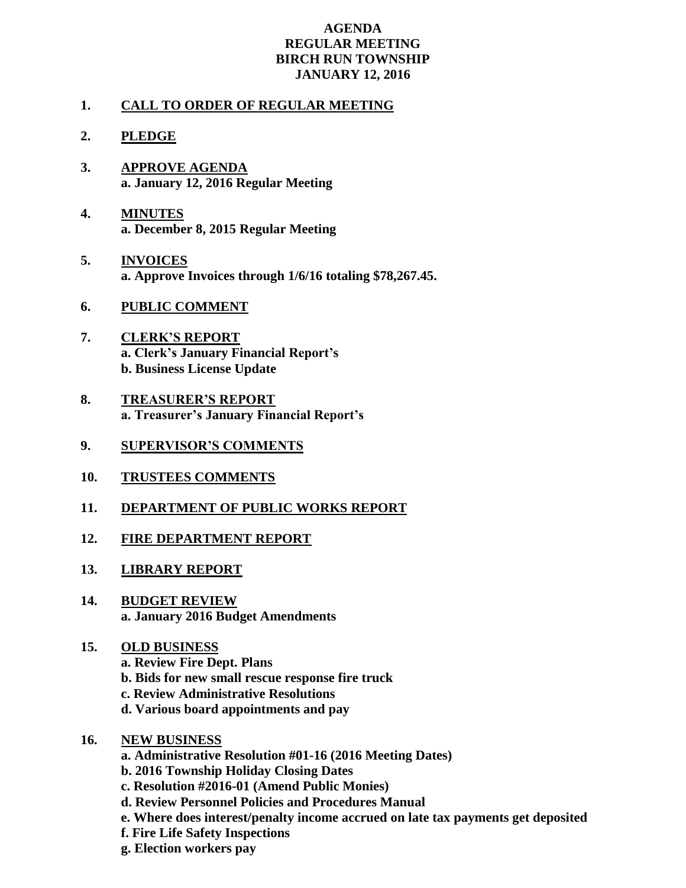# AGENDA
# REGULAR MEETING
# BIRCH RUN TOWNSHIP
# JANUARY 12, 2016

1. **CALL TO ORDER OF REGULAR MEETING**

2. **PLEDGE**

3. **APPROVE AGENDA**
   **a. January 12, 2016 Regular Meeting**

4. **MINUTES**
   **a. December 8, 2015 Regular Meeting**

5. **INVOICES**
   **a. Approve Invoices through 1/6/16 totaling $78,267.45.**

6. **PUBLIC COMMENT**

7. **CLERK'S REPORT**
   **a. Clerk's January Financial Report's**
   **b. Business License Update**

8. **TREASURER'S REPORT**
   **a. Treasurer's January Financial Report's**

9. **SUPERVISOR'S COMMENTS**

10. **TRUSTEES COMMENTS**

11. **DEPARTMENT OF PUBLIC WORKS REPORT**

12. **FIRE DEPARTMENT REPORT**

13. **LIBRARY REPORT**

14. **BUDGET REVIEW**
    **a. January 2016 Budget Amendments**

15. **OLD BUSINESS**
    **a. Review Fire Dept. Plans**
    **b. Bids for new small rescue response fire truck**
    **c. Review Administrative Resolutions**
    **d. Various board appointments and pay**

16. **NEW BUSINESS**
    **a. Administrative Resolution #01-16 (2016 Meeting Dates)**
    **b. 2016 Township Holiday Closing Dates**
    **c. Resolution #2016-01 (Amend Public Monies)**
    **d. Review Personnel Policies and Procedures Manual**
    **e. Where does interest/penalty income accrued on late tax payments get deposited**
    **f. Fire Life Safety Inspections**
    **g. Election workers pay**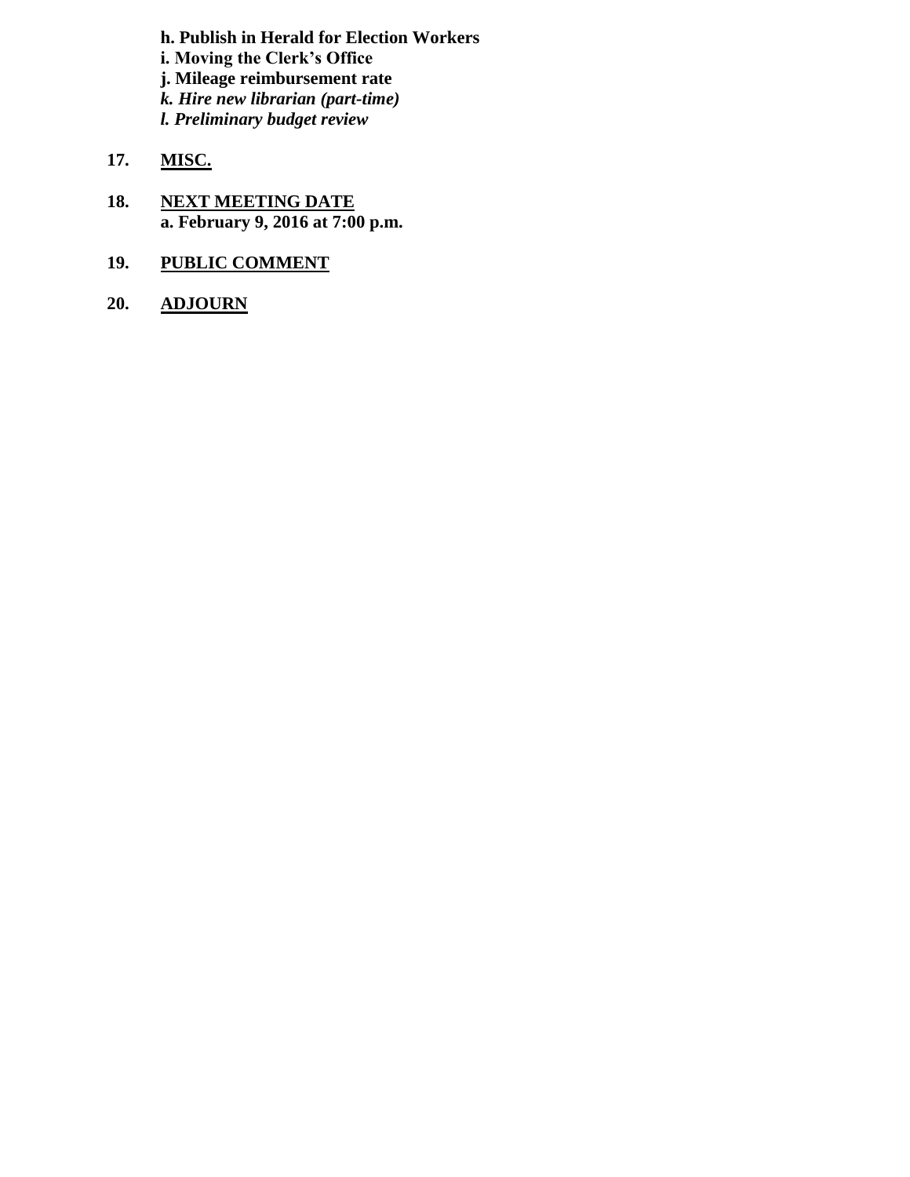**h. Publish in Herald for Election Workers**
**i. Moving the Clerk's Office**
**j. Mileage reimbursement rate**
***k. Hire new librarian (part-time)***
***l. Preliminary budget review***

**17. <u>MISC.</u>**

**18. <u>NEXT MEETING DATE</u>**
**a. February 9, 2016 at 7:00 p.m.**

**19. <u>PUBLIC COMMENT</u>**

**20. <u>ADJOURN</u>**